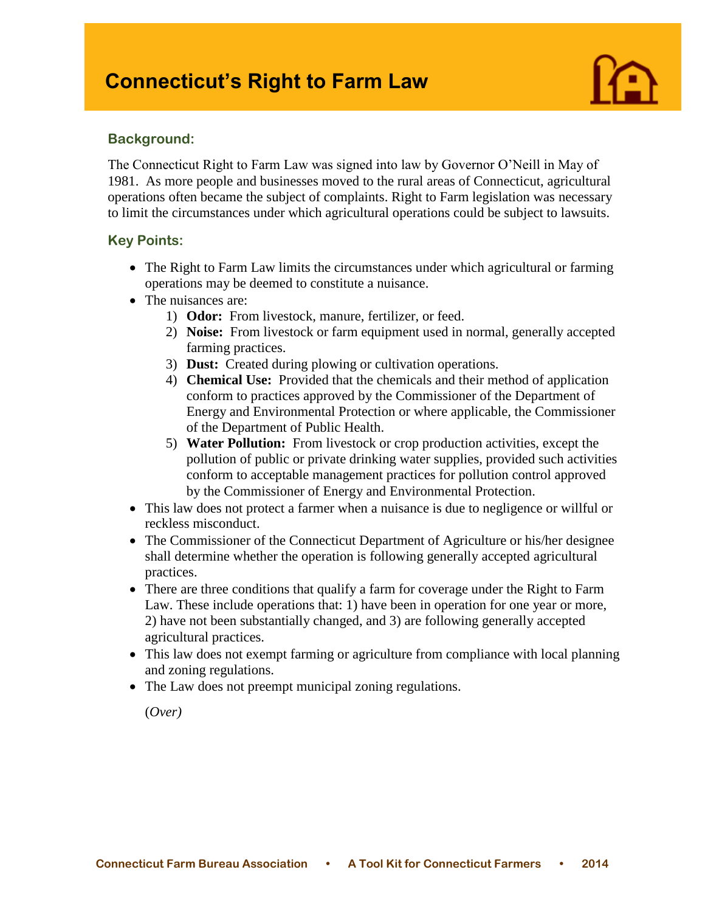# Connecticut's Right to Farm Law

## Background:

The Connecticut Right to Farm Law was signed into law by Governor O'Neill in May of 1981. As more people and businesses moved to the rural areas of Connecticut, agricultural operations often became the subject of complaints. Right to Farm legislation was necessary to limit the circumstances under which agricultural operations could be subject to lawsuits.

## Key Points:

- The Right to Farm Law limits the circumstances under which agricultural or farming operations may be deemed to constitute a nuisance.
- The nuisances are:
    1) **Odor:** From livestock, manure, fertilizer, or feed.
    2) **Noise:** From livestock or farm equipment used in normal, generally accepted farming practices.
    3) **Dust:** Created during plowing or cultivation operations.
    4) **Chemical Use:** Provided that the chemicals and their method of application conform to practices approved by the Commissioner of the Department of Energy and Environmental Protection or where applicable, the Commissioner of the Department of Public Health.
    5) **Water Pollution:** From livestock or crop production activities, except the pollution of public or private drinking water supplies, provided such activities conform to acceptable management practices for pollution control approved by the Commissioner of Energy and Environmental Protection.
- This law does not protect a farmer when a nuisance is due to negligence or willful or reckless misconduct.
- The Commissioner of the Connecticut Department of Agriculture or his/her designee shall determine whether the operation is following generally accepted agricultural practices.
- There are three conditions that qualify a farm for coverage under the Right to Farm Law. These include operations that: 1) have been in operation for one year or more, 2) have not been substantially changed, and 3) are following generally accepted agricultural practices.
- This law does not exempt farming or agriculture from compliance with local planning and zoning regulations.
- The Law does not preempt municipal zoning regulations.

(*Over)*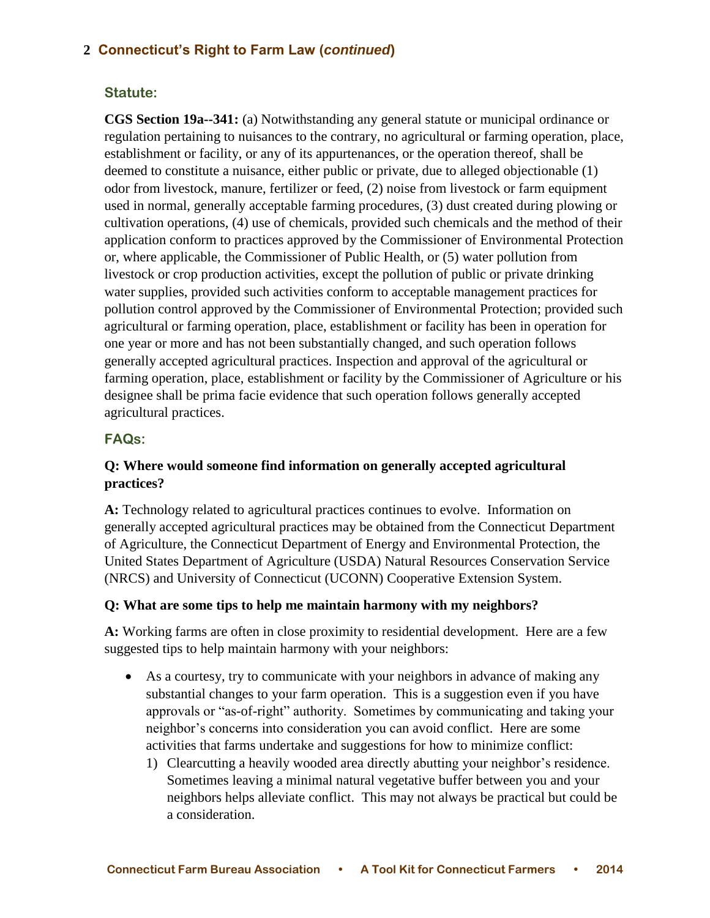## Connecticut's Right to Farm Law (*continued*)

### Statute:

**CGS Section 19a--341:** (a) Notwithstanding any general statute or municipal ordinance or regulation pertaining to nuisances to the contrary, no agricultural or farming operation, place, establishment or facility, or any of its appurtenances, or the operation thereof, shall be deemed to constitute a nuisance, either public or private, due to alleged objectionable (1) odor from livestock, manure, fertilizer or feed, (2) noise from livestock or farm equipment used in normal, generally acceptable farming procedures, (3) dust created during plowing or cultivation operations, (4) use of chemicals, provided such chemicals and the method of their application conform to practices approved by the Commissioner of Environmental Protection or, where applicable, the Commissioner of Public Health, or (5) water pollution from livestock or crop production activities, except the pollution of public or private drinking water supplies, provided such activities conform to acceptable management practices for pollution control approved by the Commissioner of Environmental Protection; provided such agricultural or farming operation, place, establishment or facility has been in operation for one year or more and has not been substantially changed, and such operation follows generally accepted agricultural practices. Inspection and approval of the agricultural or farming operation, place, establishment or facility by the Commissioner of Agriculture or his designee shall be prima facie evidence that such operation follows generally accepted agricultural practices.

### FAQs:

**Q: Where would someone find information on generally accepted agricultural practices?**

**A:** Technology related to agricultural practices continues to evolve. Information on generally accepted agricultural practices may be obtained from the Connecticut Department of Agriculture, the Connecticut Department of Energy and Environmental Protection, the United States Department of Agriculture (USDA) Natural Resources Conservation Service (NRCS) and University of Connecticut (UCONN) Cooperative Extension System.

**Q: What are some tips to help me maintain harmony with my neighbors?**

**A:** Working farms are often in close proximity to residential development. Here are a few suggested tips to help maintain harmony with your neighbors:

- As a courtesy, try to communicate with your neighbors in advance of making any substantial changes to your farm operation. This is a suggestion even if you have approvals or "as-of-right" authority. Sometimes by communicating and taking your neighbor's concerns into consideration you can avoid conflict. Here are some activities that farms undertake and suggestions for how to minimize conflict:
  1) Clearcutting a heavily wooded area directly abutting your neighbor's residence. Sometimes leaving a minimal natural vegetative buffer between you and your neighbors helps alleviate conflict. This may not always be practical but could be a consideration.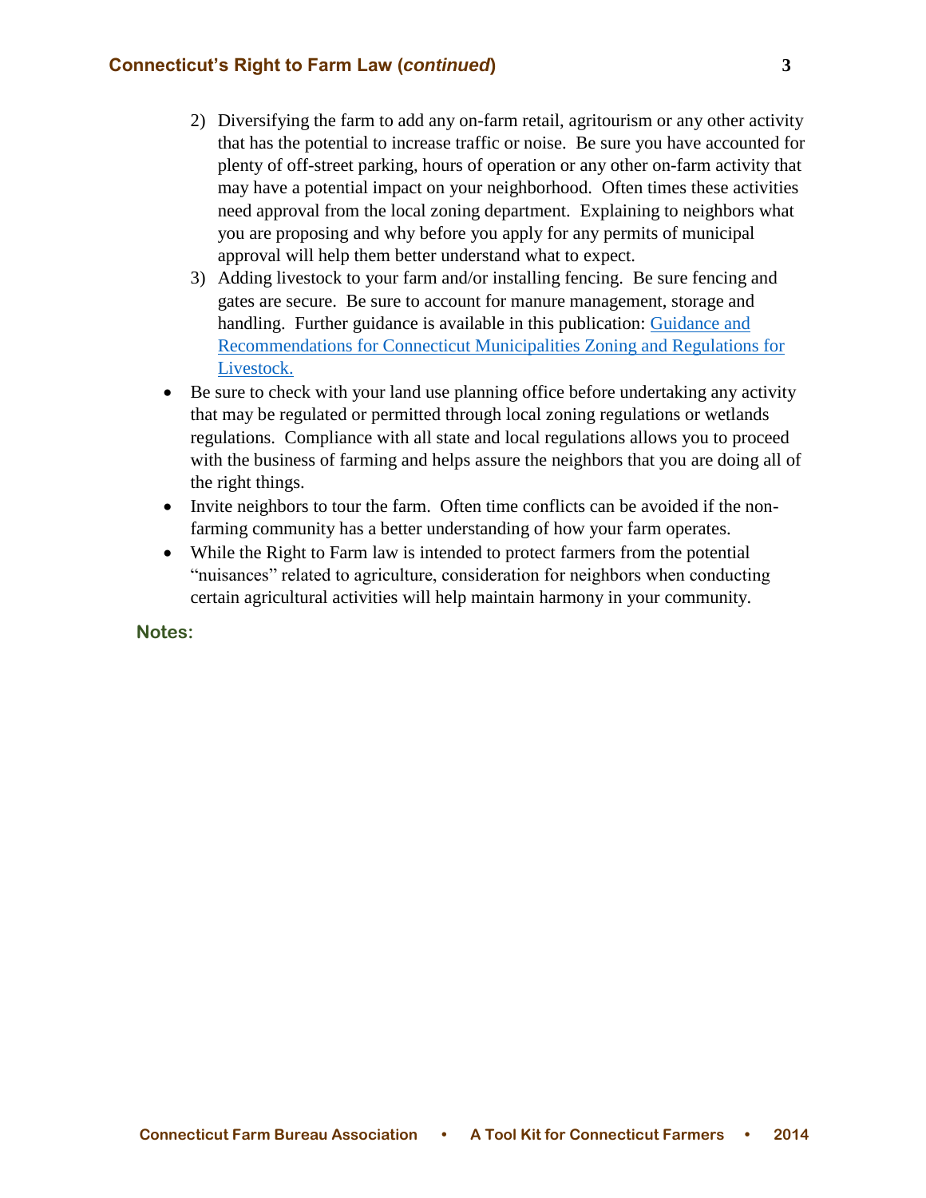2) Diversifying the farm to add any on-farm retail, agritourism or any other activity that has the potential to increase traffic or noise. Be sure you have accounted for plenty of off-street parking, hours of operation or any other on-farm activity that may have a potential impact on your neighborhood. Often times these activities need approval from the local zoning department. Explaining to neighbors what you are proposing and why before you apply for any permits of municipal approval will help them better understand what to expect.
3) Adding livestock to your farm and/or installing fencing. Be sure fencing and gates are secure. Be sure to account for manure management, storage and handling. Further guidance is available in this publication: Guidance and Recommendations for Connecticut Municipalities Zoning and Regulations for Livestock.

- Be sure to check with your land use planning office before undertaking any activity that may be regulated or permitted through local zoning regulations or wetlands regulations. Compliance with all state and local regulations allows you to proceed with the business of farming and helps assure the neighbors that you are doing all of the right things.
- Invite neighbors to tour the farm. Often time conflicts can be avoided if the non-farming community has a better understanding of how your farm operates.
- While the Right to Farm law is intended to protect farmers from the potential "nuisances" related to agriculture, consideration for neighbors when conducting certain agricultural activities will help maintain harmony in your community.

**Notes:**